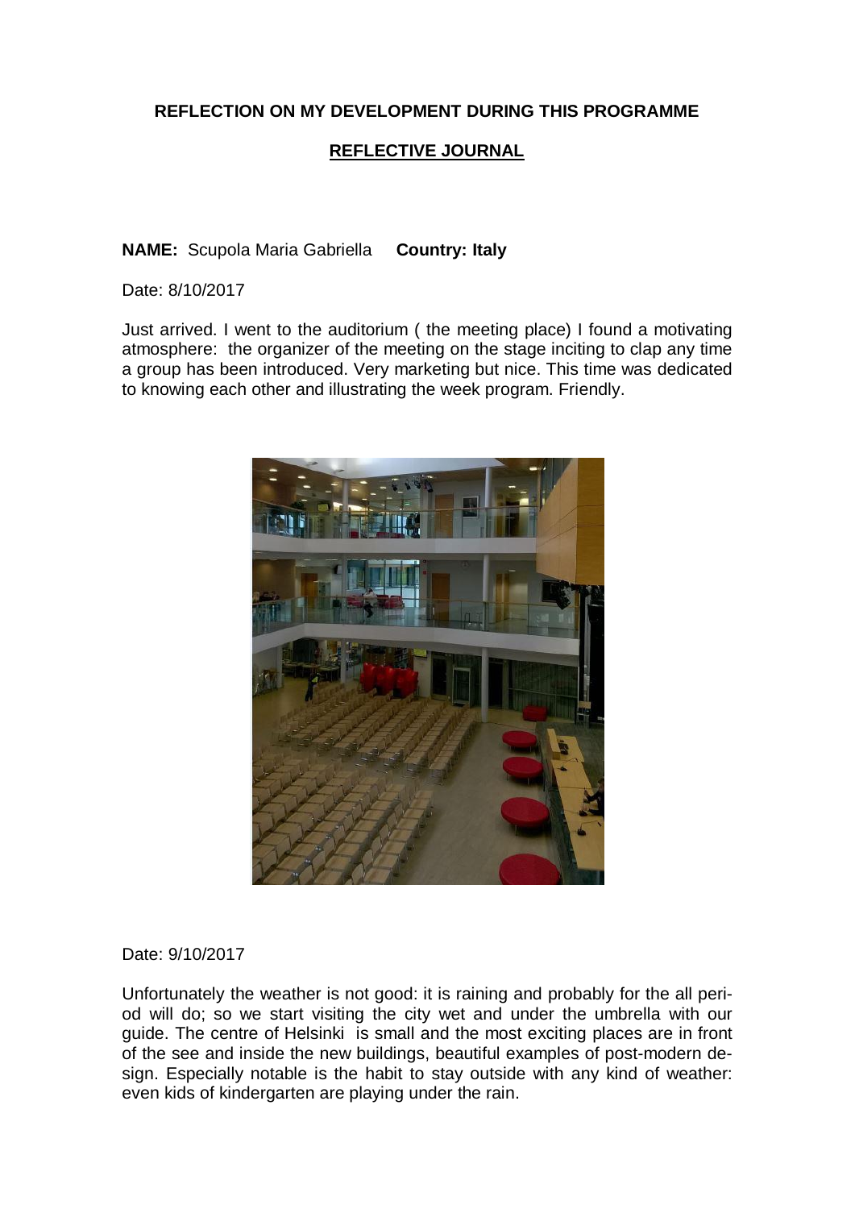**REFLECTION ON MY DEVELOPMENT DURING THIS PROGRAMME**

**REFLECTIVE JOURNAL**

**NAME:** Scupola Maria Gabriella **Country: Italy**

Date: 8/10/2017

Just arrived. I went to the auditorium ( the meeting place) I found a motivating atmosphere: the organizer of the meeting on the stage inciting to clap any time a group has been introduced. Very marketing but nice. This time was dedicated to knowing each other and illustrating the week program. Friendly.

Date: 9/10/2017

Unfortunately the weather is not good: it is raining and probably for the all period will do; so we start visiting the city wet and under the umbrella with our guide. The centre of Helsinki is small and the most exciting places are in front of the see and inside the new buildings, beautiful examples of post-modern design. Especially notable is the habit to stay outside with any kind of weather: even kids of kindergarten are playing under the rain.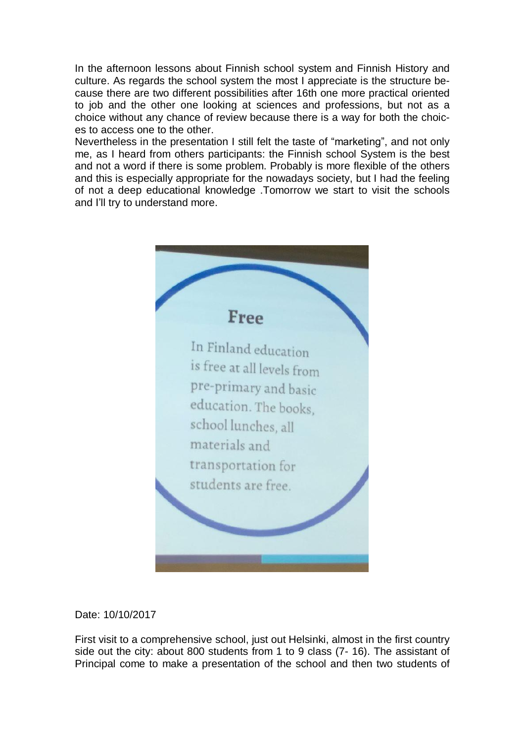In the afternoon lessons about Finnish school system and Finnish History and culture. As regards the school system the most I appreciate is the structure because there are two different possibilities after 16th one more practical oriented to job and the other one looking at sciences and professions, but not as a choice without any chance of review because there is a way for both the choices to access one to the other.

Nevertheless in the presentation I still felt the taste of "marketing", and not only me, as I heard from others participants: the Finnish school System is the best and not a word if there is some problem. Probably is more flexible of the others and this is especially appropriate for the nowadays society, but I had the feeling of not a deep educational knowledge .Tomorrow we start to visit the schools and I'll try to understand more.

**Free**

In Finland education is free at all levels from pre-primary and basic education. The books, school lunches, all materials and transportation for students are free.

Date: 10/10/2017

First visit to a comprehensive school, just out Helsinki, almost in the first country side out the city: about 800 students from 1 to 9 class (7- 16). The assistant of Principal come to make a presentation of the school and then two students of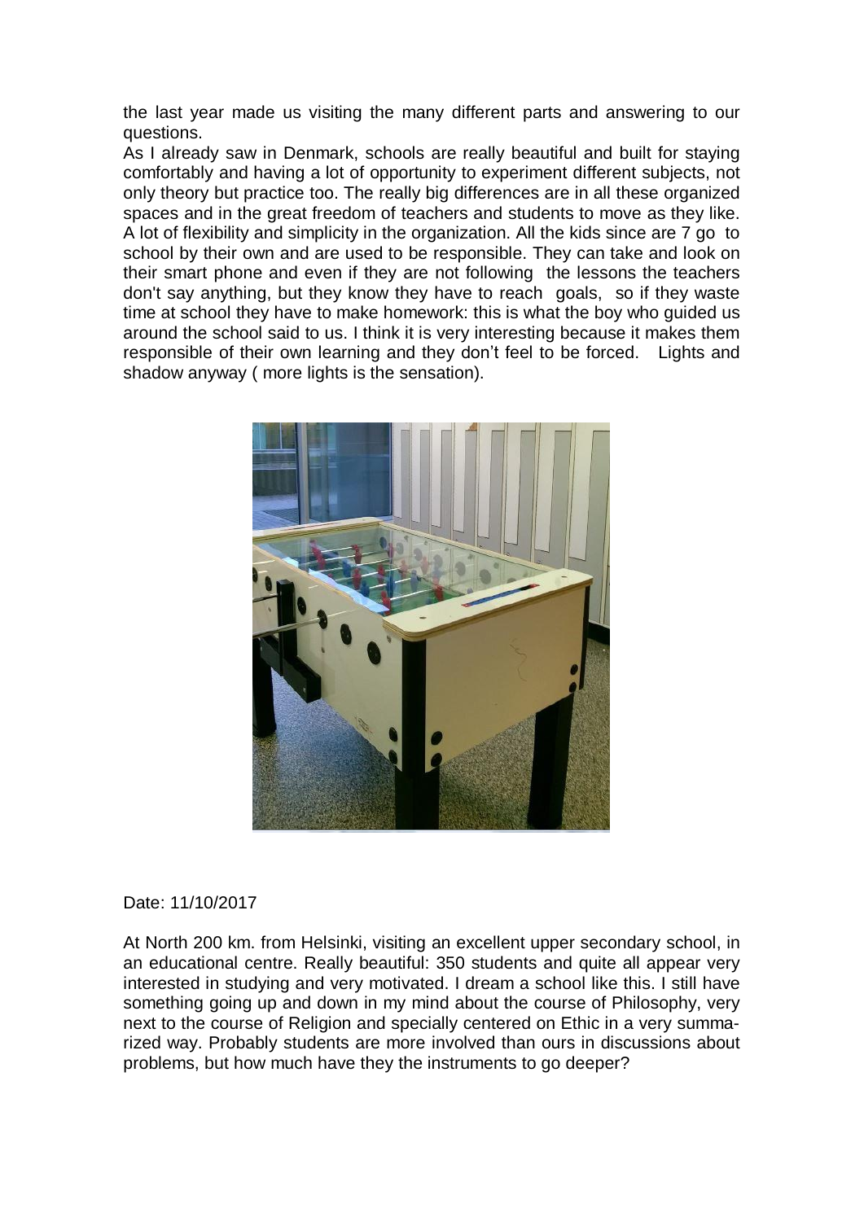the last year made us visiting the many different parts and answering to our questions.

As I already saw in Denmark, schools are really beautiful and built for staying comfortably and having a lot of opportunity to experiment different subjects, not only theory but practice too. The really big differences are in all these organized spaces and in the great freedom of teachers and students to move as they like. A lot of flexibility and simplicity in the organization. All the kids since are 7 go to school by their own and are used to be responsible. They can take and look on their smart phone and even if they are not following the lessons the teachers don't say anything, but they know they have to reach goals, so if they waste time at school they have to make homework: this is what the boy who guided us around the school said to us. I think it is very interesting because it makes them responsible of their own learning and they don't feel to be forced. Lights and shadow anyway ( more lights is the sensation).

Date: 11/10/2017

At North 200 km. from Helsinki, visiting an excellent upper secondary school, in an educational centre. Really beautiful: 350 students and quite all appear very interested in studying and very motivated. I dream a school like this. I still have something going up and down in my mind about the course of Philosophy, very next to the course of Religion and specially centered on Ethic in a very summarized way. Probably students are more involved than ours in discussions about problems, but how much have they the instruments to go deeper?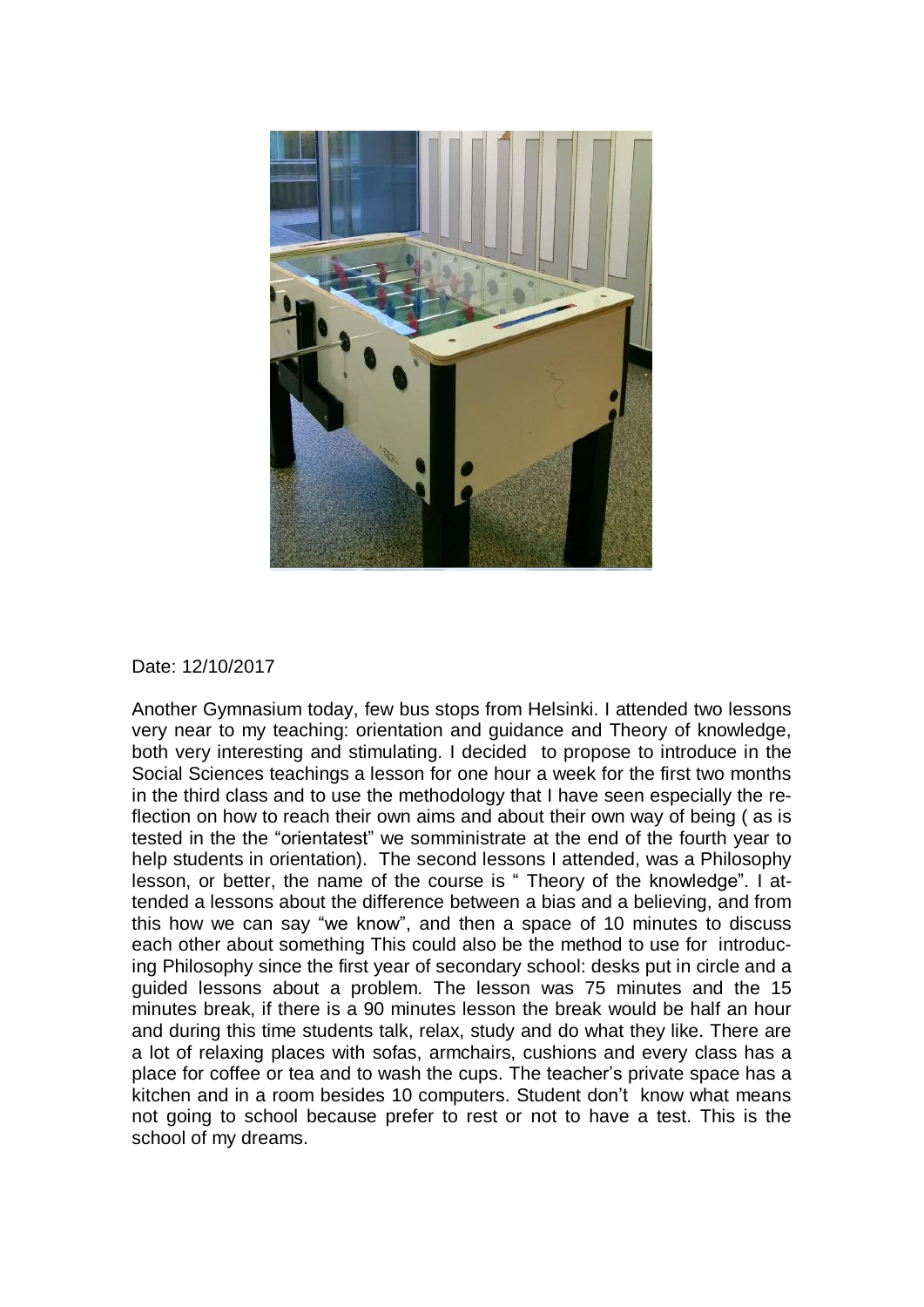Date: 12/10/2017

Another Gymnasium today, few bus stops from Helsinki. I attended two lessons very near to my teaching: orientation and guidance and Theory of knowledge, both very interesting and stimulating. I decided to propose to introduce in the Social Sciences teachings a lesson for one hour a week for the first two months in the third class and to use the methodology that I have seen especially the reflection on how to reach their own aims and about their own way of being ( as is tested in the the "orientatest" we somministrate at the end of the fourth year to help students in orientation). The second lessons I attended, was a Philosophy lesson, or better, the name of the course is " Theory of the knowledge". I attended a lessons about the difference between a bias and a believing, and from this how we can say "we know", and then a space of 10 minutes to discuss each other about something This could also be the method to use for introducing Philosophy since the first year of secondary school: desks put in circle and a guided lessons about a problem. The lesson was 75 minutes and the 15 minutes break, if there is a 90 minutes lesson the break would be half an hour and during this time students talk, relax, study and do what they like. There are a lot of relaxing places with sofas, armchairs, cushions and every class has a place for coffee or tea and to wash the cups. The teacher's private space has a kitchen and in a room besides 10 computers. Student don't know what means not going to school because prefer to rest or not to have a test. This is the school of my dreams.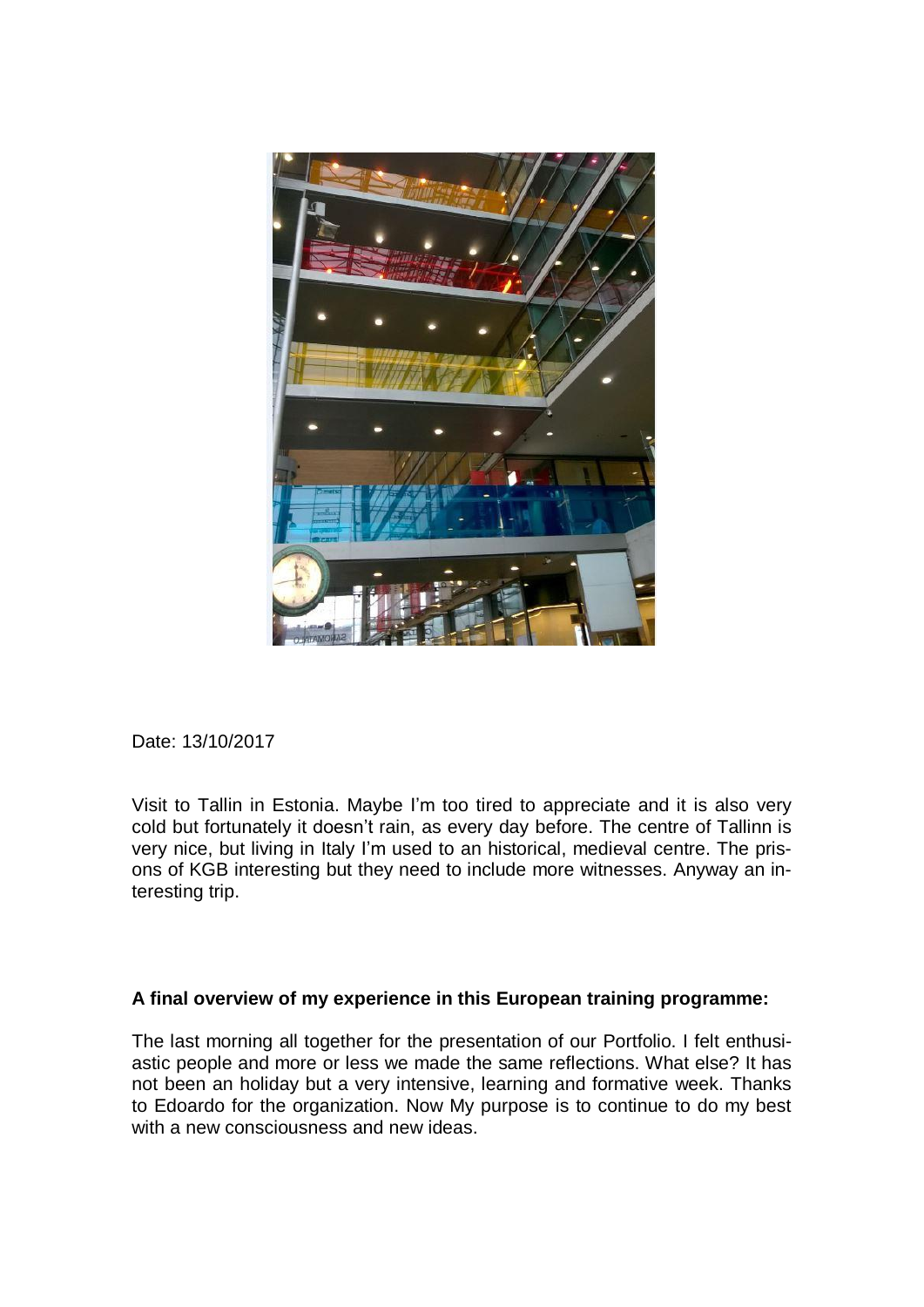Date: 13/10/2017

Visit to Tallin in Estonia. Maybe I'm too tired to appreciate and it is also very cold but fortunately it doesn't rain, as every day before. The centre of Tallinn is very nice, but living in Italy I'm used to an historical, medieval centre. The prisons of KGB interesting but they need to include more witnesses. Anyway an interesting trip.

**A final overview of my experience in this European training programme:**

The last morning all together for the presentation of our Portfolio. I felt enthusiastic people and more or less we made the same reflections. What else? It has not been an holiday but a very intensive, learning and formative week. Thanks to Edoardo for the organization. Now My purpose is to continue to do my best with a new consciousness and new ideas.